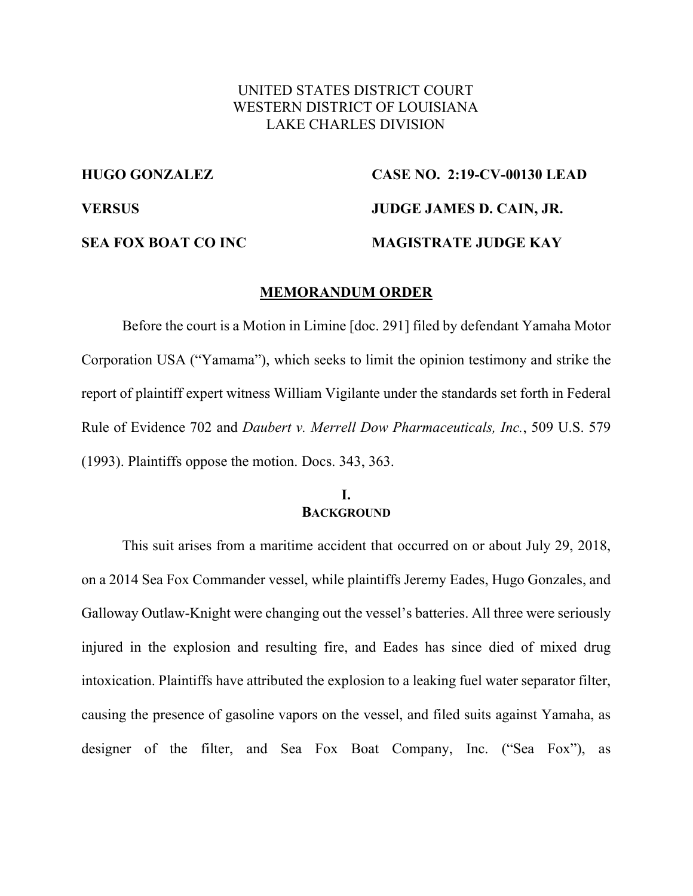UNITED STATES DISTRICT COURT
WESTERN DISTRICT OF LOUISIANA
LAKE CHARLES DIVISION

| | |
|---|---|
| **HUGO GONZALEZ** | **CASE NO. 2:19-CV-00130 LEAD** |
| **VERSUS** | **JUDGE JAMES D. CAIN, JR.** |
| **SEA FOX BOAT CO INC** | **MAGISTRATE JUDGE KAY** |

## MEMORANDUM ORDER

Before the court is a Motion in Limine [doc. 291] filed by defendant Yamaha Motor Corporation USA ("Yamama"), which seeks to limit the opinion testimony and strike the report of plaintiff expert witness William Vigilante under the standards set forth in Federal Rule of Evidence 702 and *Daubert v. Merrell Dow Pharmaceuticals, Inc.*, 509 U.S. 579 (1993). Plaintiffs oppose the motion. Docs. 343, 363.

### I.
### BACKGROUND

This suit arises from a maritime accident that occurred on or about July 29, 2018, on a 2014 Sea Fox Commander vessel, while plaintiffs Jeremy Eades, Hugo Gonzales, and Galloway Outlaw-Knight were changing out the vessel's batteries. All three were seriously injured in the explosion and resulting fire, and Eades has since died of mixed drug intoxication. Plaintiffs have attributed the explosion to a leaking fuel water separator filter, causing the presence of gasoline vapors on the vessel, and filed suits against Yamaha, as designer of the filter, and Sea Fox Boat Company, Inc. ("Sea Fox"), as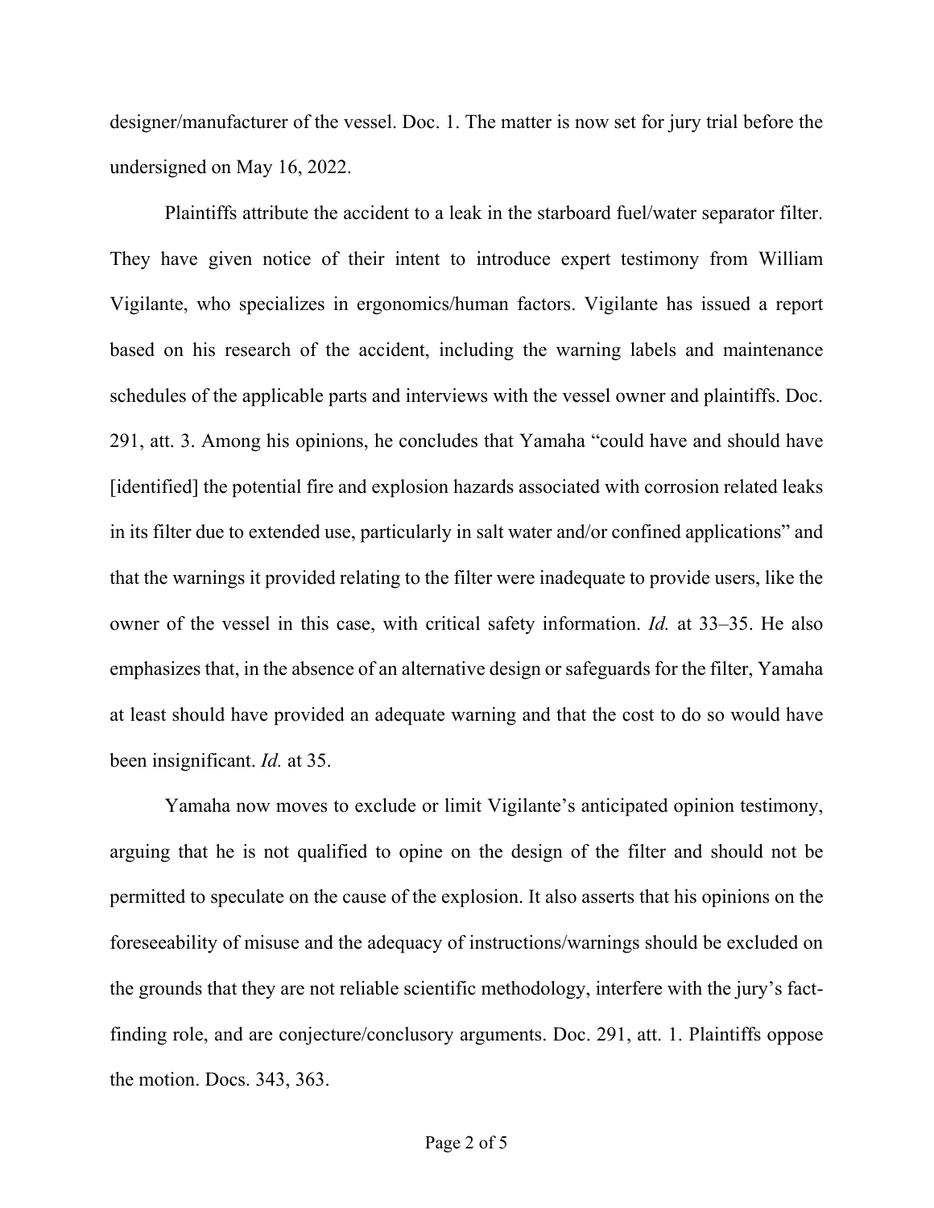designer/manufacturer of the vessel. Doc. 1. The matter is now set for jury trial before the undersigned on May 16, 2022.

Plaintiffs attribute the accident to a leak in the starboard fuel/water separator filter. They have given notice of their intent to introduce expert testimony from William Vigilante, who specializes in ergonomics/human factors. Vigilante has issued a report based on his research of the accident, including the warning labels and maintenance schedules of the applicable parts and interviews with the vessel owner and plaintiffs. Doc. 291, att. 3. Among his opinions, he concludes that Yamaha "could have and should have [identified] the potential fire and explosion hazards associated with corrosion related leaks in its filter due to extended use, particularly in salt water and/or confined applications" and that the warnings it provided relating to the filter were inadequate to provide users, like the owner of the vessel in this case, with critical safety information. *Id.* at 33–35. He also emphasizes that, in the absence of an alternative design or safeguards for the filter, Yamaha at least should have provided an adequate warning and that the cost to do so would have been insignificant. *Id.* at 35.

Yamaha now moves to exclude or limit Vigilante's anticipated opinion testimony, arguing that he is not qualified to opine on the design of the filter and should not be permitted to speculate on the cause of the explosion. It also asserts that his opinions on the foreseeability of misuse and the adequacy of instructions/warnings should be excluded on the grounds that they are not reliable scientific methodology, interfere with the jury's fact-finding role, and are conjecture/conclusory arguments. Doc. 291, att. 1. Plaintiffs oppose the motion. Docs. 343, 363.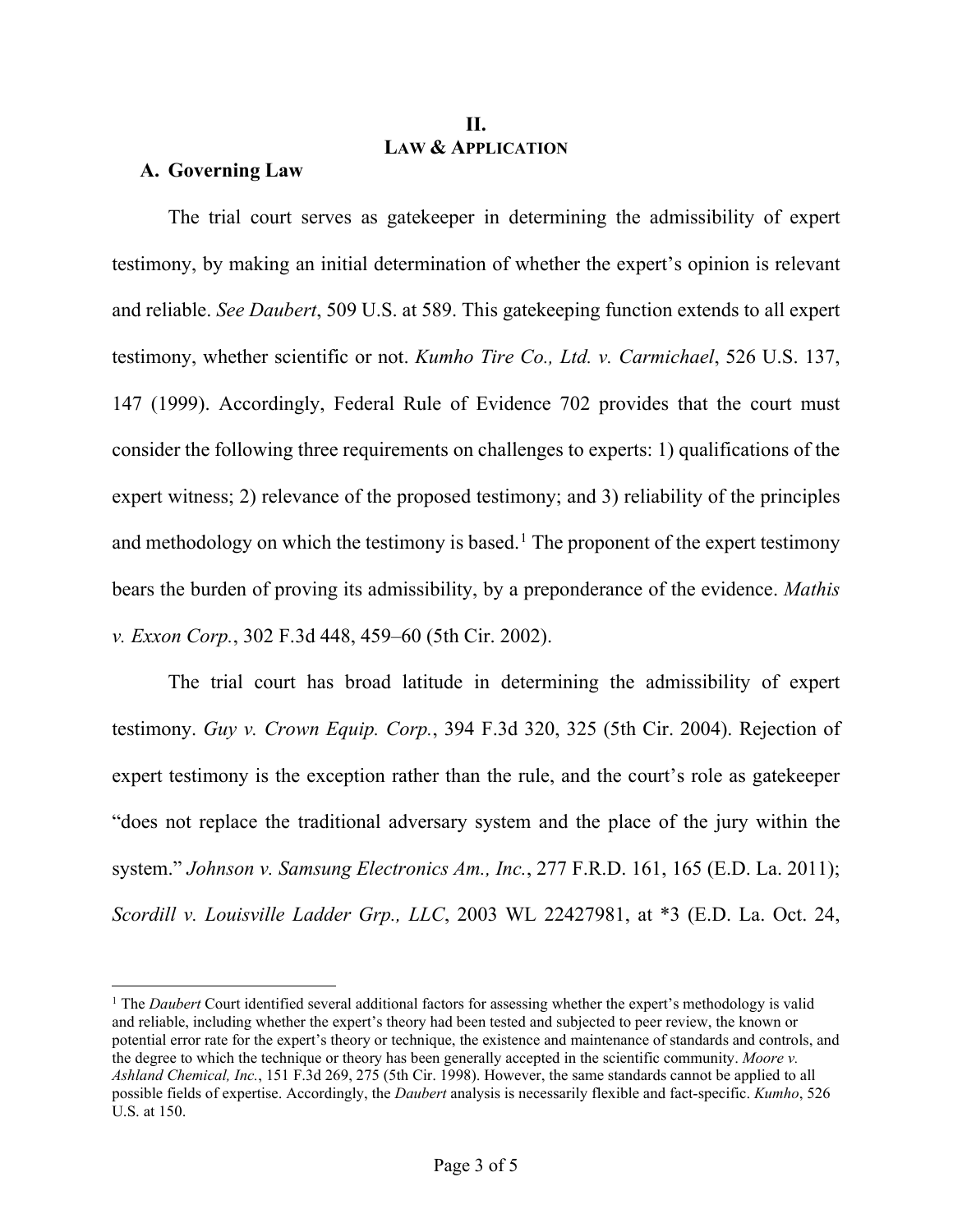## II.
## LAW & APPLICATION

### A. Governing Law

The trial court serves as gatekeeper in determining the admissibility of expert testimony, by making an initial determination of whether the expert's opinion is relevant and reliable. *See Daubert*, 509 U.S. at 589. This gatekeeping function extends to all expert testimony, whether scientific or not. *Kumho Tire Co., Ltd. v. Carmichael*, 526 U.S. 137, 147 (1999). Accordingly, Federal Rule of Evidence 702 provides that the court must consider the following three requirements on challenges to experts: 1) qualifications of the expert witness; 2) relevance of the proposed testimony; and 3) reliability of the principles and methodology on which the testimony is based.[1] The proponent of the expert testimony bears the burden of proving its admissibility, by a preponderance of the evidence. *Mathis v. Exxon Corp.*, 302 F.3d 448, 459–60 (5th Cir. 2002).

The trial court has broad latitude in determining the admissibility of expert testimony. *Guy v. Crown Equip. Corp.*, 394 F.3d 320, 325 (5th Cir. 2004). Rejection of expert testimony is the exception rather than the rule, and the court's role as gatekeeper "does not replace the traditional adversary system and the place of the jury within the system." *Johnson v. Samsung Electronics Am., Inc.*, 277 F.R.D. 161, 165 (E.D. La. 2011); *Scordill v. Louisville Ladder Grp., LLC*, 2003 WL 22427981, at *3 (E.D. La. Oct. 24,

---

[1] The *Daubert* Court identified several additional factors for assessing whether the expert's methodology is valid and reliable, including whether the expert's theory had been tested and subjected to peer review, the known or potential error rate for the expert's theory or technique, the existence and maintenance of standards and controls, and the degree to which the technique or theory has been generally accepted in the scientific community. *Moore v. Ashland Chemical, Inc.*, 151 F.3d 269, 275 (5th Cir. 1998). However, the same standards cannot be applied to all possible fields of expertise. Accordingly, the *Daubert* analysis is necessarily flexible and fact-specific. *Kumho*, 526 U.S. at 150.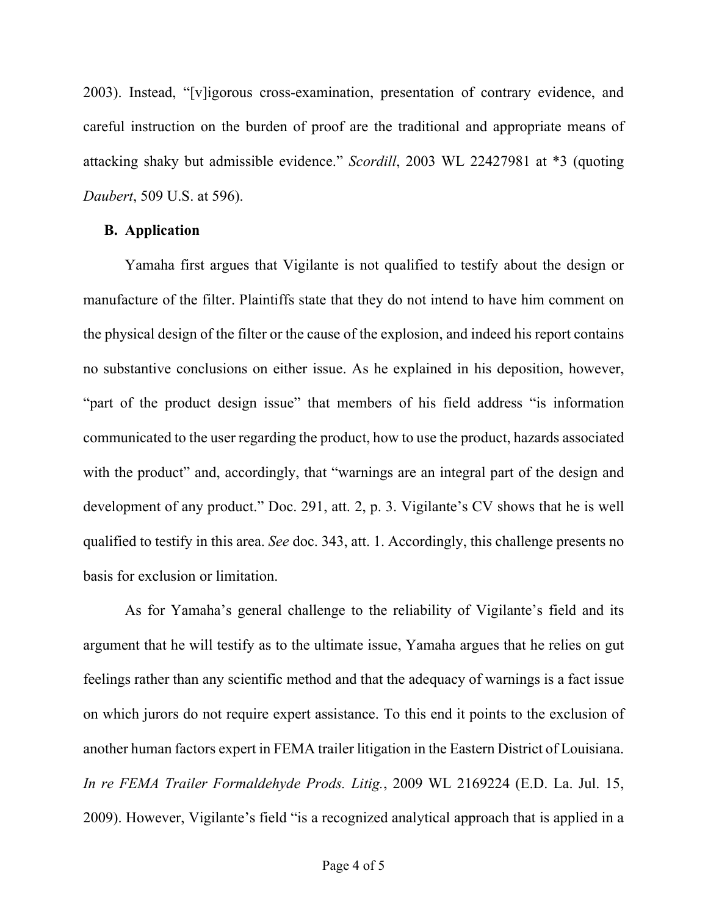2003). Instead, "[v]igorous cross-examination, presentation of contrary evidence, and careful instruction on the burden of proof are the traditional and appropriate means of attacking shaky but admissible evidence." *Scordill*, 2003 WL 22427981 at *3 (quoting *Daubert*, 509 U.S. at 596).

**B. Application**

Yamaha first argues that Vigilante is not qualified to testify about the design or manufacture of the filter. Plaintiffs state that they do not intend to have him comment on the physical design of the filter or the cause of the explosion, and indeed his report contains no substantive conclusions on either issue. As he explained in his deposition, however, "part of the product design issue" that members of his field address "is information communicated to the user regarding the product, how to use the product, hazards associated with the product" and, accordingly, that "warnings are an integral part of the design and development of any product." Doc. 291, att. 2, p. 3. Vigilante's CV shows that he is well qualified to testify in this area. *See* doc. 343, att. 1. Accordingly, this challenge presents no basis for exclusion or limitation.

As for Yamaha's general challenge to the reliability of Vigilante's field and its argument that he will testify as to the ultimate issue, Yamaha argues that he relies on gut feelings rather than any scientific method and that the adequacy of warnings is a fact issue on which jurors do not require expert assistance. To this end it points to the exclusion of another human factors expert in FEMA trailer litigation in the Eastern District of Louisiana. *In re FEMA Trailer Formaldehyde Prods. Litig.*, 2009 WL 2169224 (E.D. La. Jul. 15, 2009). However, Vigilante's field "is a recognized analytical approach that is applied in a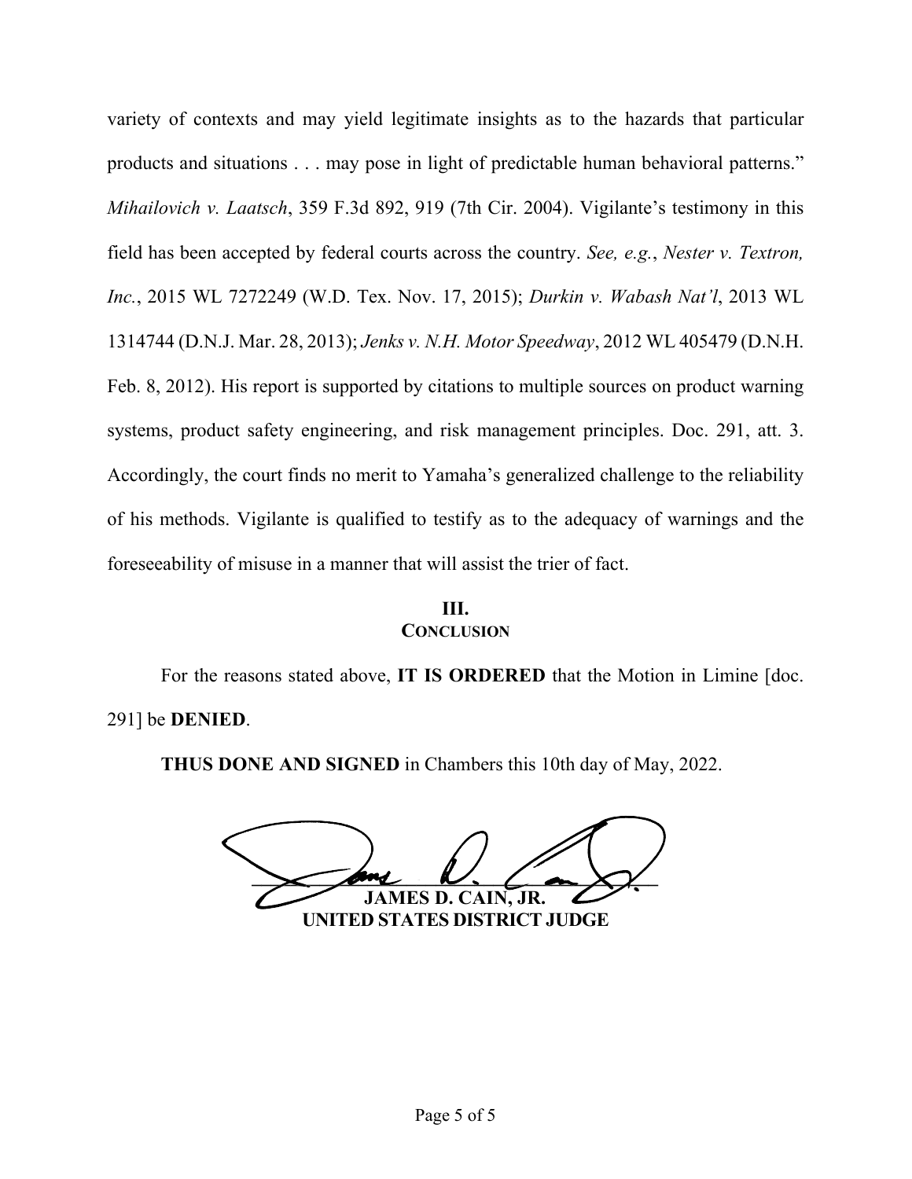variety of contexts and may yield legitimate insights as to the hazards that particular products and situations . . . may pose in light of predictable human behavioral patterns." *Mihailovich v. Laatsch*, 359 F.3d 892, 919 (7th Cir. 2004). Vigilante's testimony in this field has been accepted by federal courts across the country. *See, e.g.*, *Nester v. Textron, Inc.*, 2015 WL 7272249 (W.D. Tex. Nov. 17, 2015); *Durkin v. Wabash Nat'l*, 2013 WL 1314744 (D.N.J. Mar. 28, 2013); *Jenks v. N.H. Motor Speedway*, 2012 WL 405479 (D.N.H. Feb. 8, 2012). His report is supported by citations to multiple sources on product warning systems, product safety engineering, and risk management principles. Doc. 291, att. 3. Accordingly, the court finds no merit to Yamaha's generalized challenge to the reliability of his methods. Vigilante is qualified to testify as to the adequacy of warnings and the foreseeability of misuse in a manner that will assist the trier of fact.

## III.
## CONCLUSION

For the reasons stated above, **IT IS ORDERED** that the Motion in Limine [doc. 291] be **DENIED**.

**THUS DONE AND SIGNED** in Chambers this 10th day of May, 2022.

**JAMES D. CAIN, JR.**
**UNITED STATES DISTRICT JUDGE**